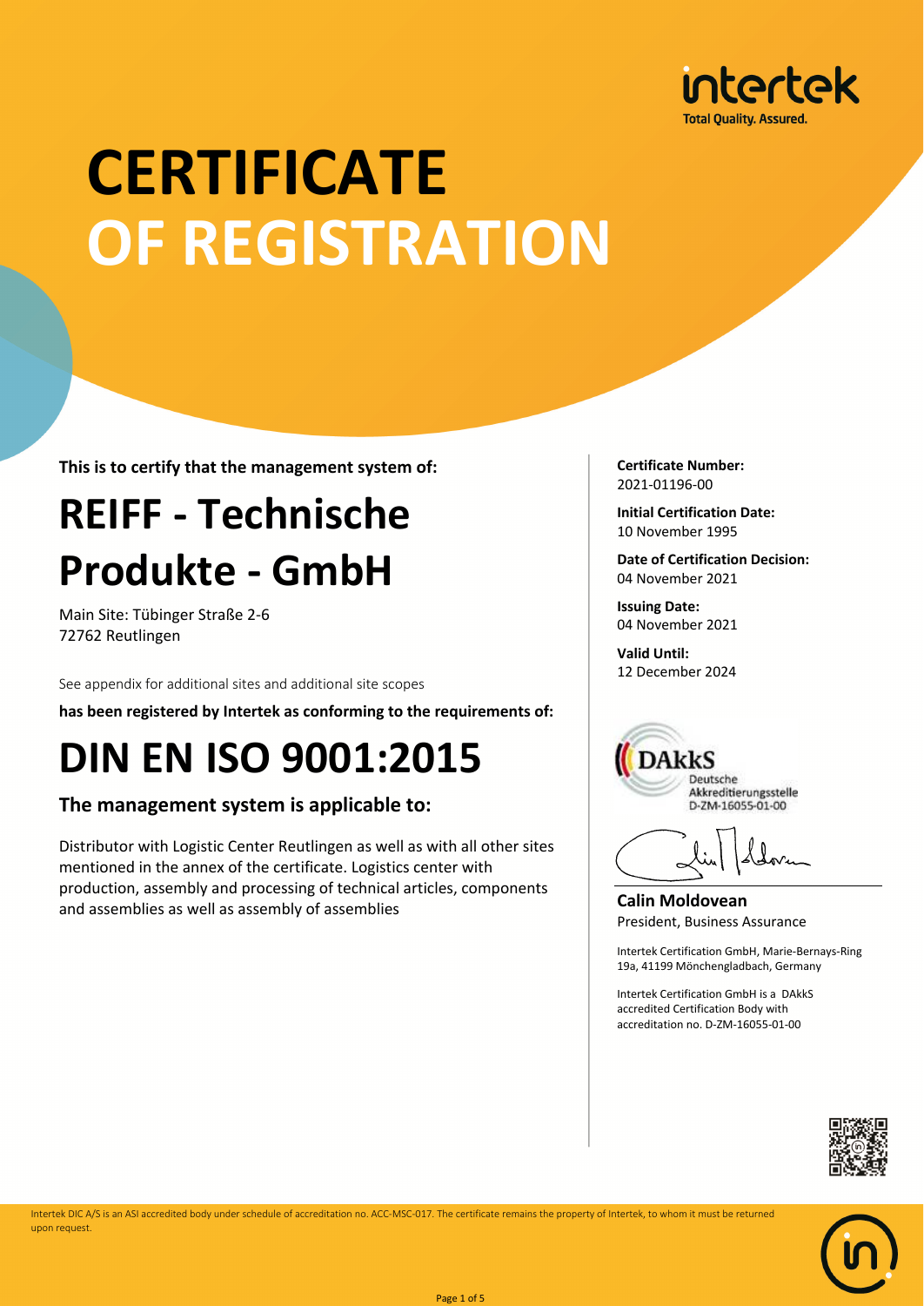intertek
Total Quality. Assured.

# CERTIFICATE OF REGISTRATION

**This is to certify that the management system of:**

## REIFF - Technische Produkte - GmbH

Main Site: Tübinger Straße 2-6
72762 Reutlingen

See appendix for additional sites and additional site scopes

**has been registered by Intertek as conforming to the requirements of:**

# DIN EN ISO 9001:2015

### The management system is applicable to:

Distributor with Logistic Center Reutlingen as well as with all other sites mentioned in the annex of the certificate. Logistics center with production, assembly and processing of technical articles, components and assemblies as well as assembly of assemblies

**Certificate Number:**
2021-01196-00

**Initial Certification Date:**
10 November 1995

**Date of Certification Decision:**
04 November 2021

**Issuing Date:**
04 November 2021

**Valid Until:**
12 December 2024

DAkkS
Deutsche Akkreditierungsstelle
D-ZM-16055-01-00

**Calin Moldovean**
President, Business Assurance

Intertek Certification GmbH, Marie-Bernays-Ring 19a, 41199 Mönchengladbach, Germany

Intertek Certification GmbH is a DAkkS accredited Certification Body with accreditation no. D-ZM-16055-01-00

Intertek DIC A/S is an ASI accredited body under schedule of accreditation no. ACC-MSC-017. The certificate remains the property of Intertek, to whom it must be returned upon request.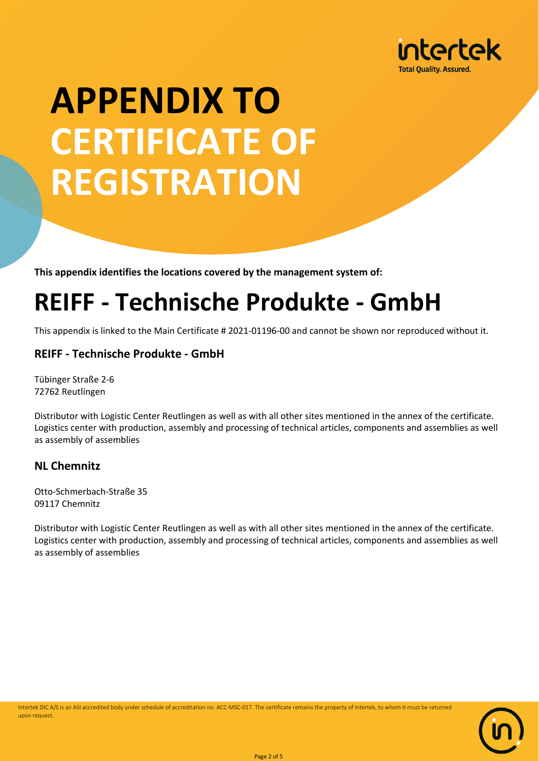# APPENDIX TO CERTIFICATE OF REGISTRATION

**This appendix identifies the locations covered by the management system of:**

# REIFF - Technische Produkte - GmbH

This appendix is linked to the Main Certificate # 2021-01196-00 and cannot be shown nor reproduced without it.

### REIFF - Technische Produkte - GmbH

Tübinger Straße 2-6
72762 Reutlingen

Distributor with Logistic Center Reutlingen as well as with all other sites mentioned in the annex of the certificate. Logistics center with production, assembly and processing of technical articles, components and assemblies as well as assembly of assemblies

### NL Chemnitz

Otto-Schmerbach-Straße 35
09117 Chemnitz

Distributor with Logistic Center Reutlingen as well as with all other sites mentioned in the annex of the certificate. Logistics center with production, assembly and processing of technical articles, components and assemblies as well as assembly of assemblies

Intertek DIC A/S is an ASI accredited body under schedule of accreditation no. ACC-MSC-017. The certificate remains the property of Intertek, to whom it must be returned upon request.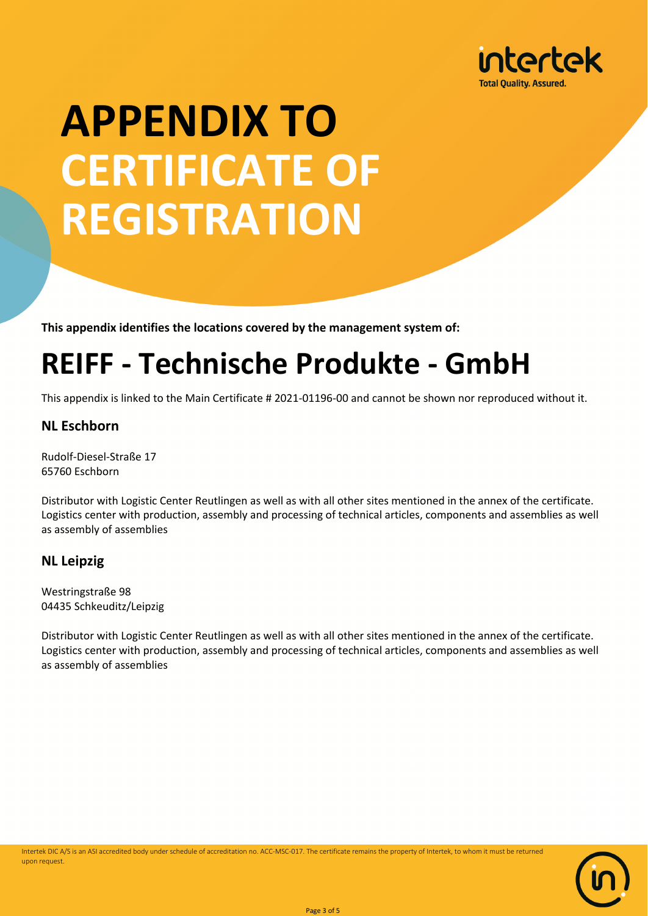# APPENDIX TO CERTIFICATE OF REGISTRATION

**This appendix identifies the locations covered by the management system of:**

# REIFF - Technische Produkte - GmbH

This appendix is linked to the Main Certificate # 2021-01196-00 and cannot be shown nor reproduced without it.

### NL Eschborn

Rudolf-Diesel-Straße 17
65760 Eschborn

Distributor with Logistic Center Reutlingen as well as with all other sites mentioned in the annex of the certificate. Logistics center with production, assembly and processing of technical articles, components and assemblies as well as assembly of assemblies

### NL Leipzig

Westringstraße 98
04435 Schkeuditz/Leipzig

Distributor with Logistic Center Reutlingen as well as with all other sites mentioned in the annex of the certificate. Logistics center with production, assembly and processing of technical articles, components and assemblies as well as assembly of assemblies

Intertek DIC A/S is an ASI accredited body under schedule of accreditation no. ACC-MSC-017. The certificate remains the property of Intertek, to whom it must be returned upon request.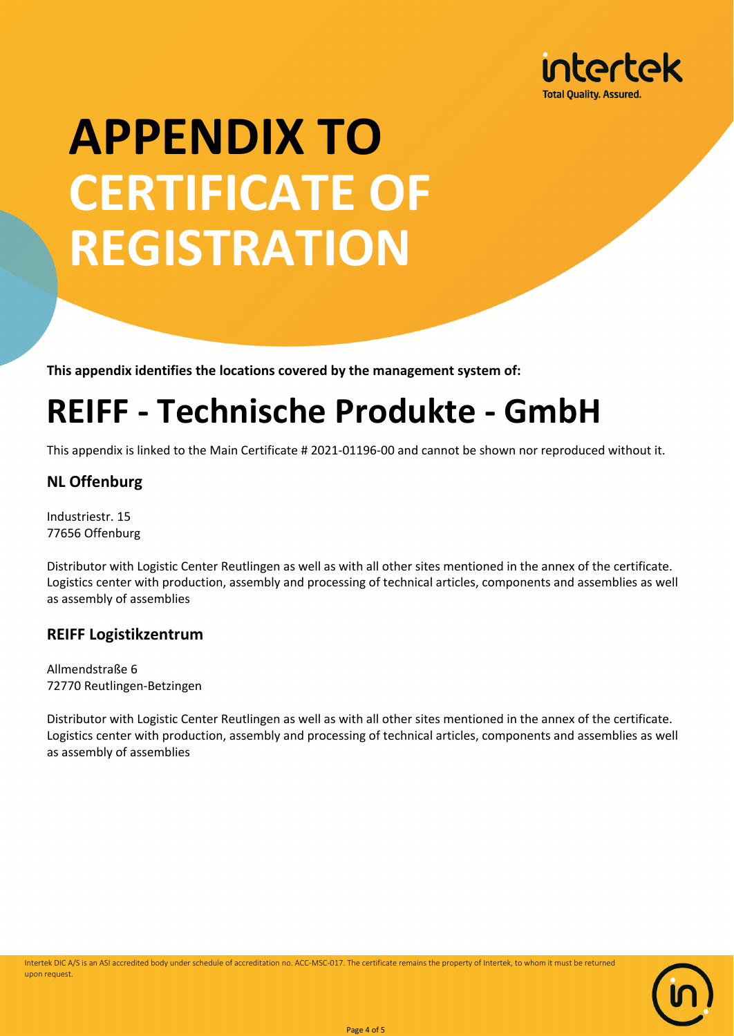# APPENDIX TO CERTIFICATE OF REGISTRATION

**This appendix identifies the locations covered by the management system of:**

# REIFF - Technische Produkte - GmbH

This appendix is linked to the Main Certificate # 2021-01196-00 and cannot be shown nor reproduced without it.

## NL Offenburg

Industriestr. 15
77656 Offenburg

Distributor with Logistic Center Reutlingen as well as with all other sites mentioned in the annex of the certificate. Logistics center with production, assembly and processing of technical articles, components and assemblies as well as assembly of assemblies

## REIFF Logistikzentrum

Allmendstraße 6
72770 Reutlingen-Betzingen

Distributor with Logistic Center Reutlingen as well as with all other sites mentioned in the annex of the certificate. Logistics center with production, assembly and processing of technical articles, components and assemblies as well as assembly of assemblies

Intertek DIC A/S is an ASI accredited body under schedule of accreditation no. ACC-MSC-017. The certificate remains the property of Intertek, to whom it must be returned upon request.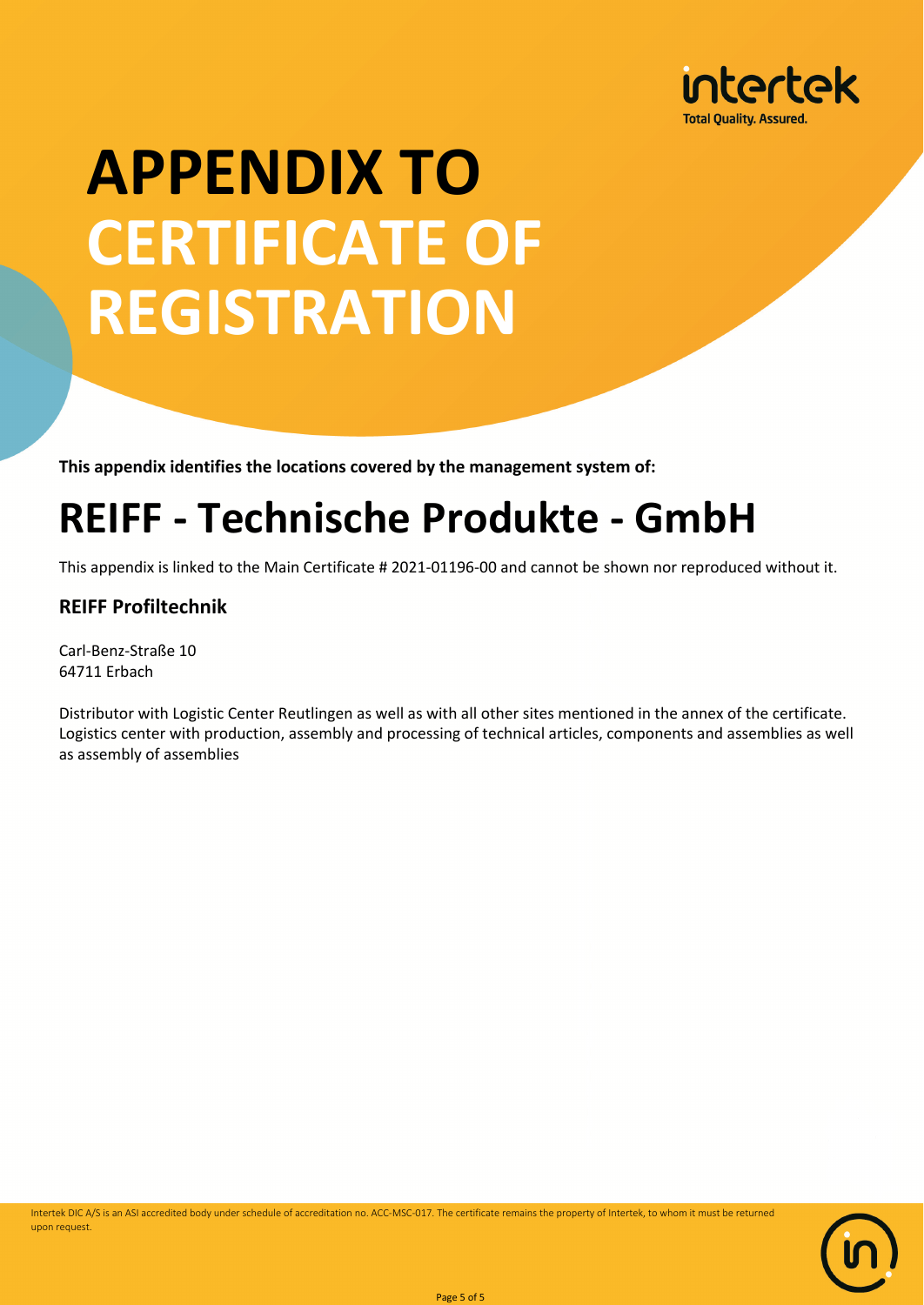# APPENDIX TO CERTIFICATE OF REGISTRATION

**This appendix identifies the locations covered by the management system of:**

# REIFF - Technische Produkte - GmbH

This appendix is linked to the Main Certificate # 2021-01196-00 and cannot be shown nor reproduced without it.

### REIFF Profiltechnik

Carl-Benz-Straße 10
64711 Erbach

Distributor with Logistic Center Reutlingen as well as with all other sites mentioned in the annex of the certificate. Logistics center with production, assembly and processing of technical articles, components and assemblies as well as assembly of assemblies

Intertek DIC A/S is an ASI accredited body under schedule of accreditation no. ACC-MSC-017. The certificate remains the property of Intertek, to whom it must be returned upon request.